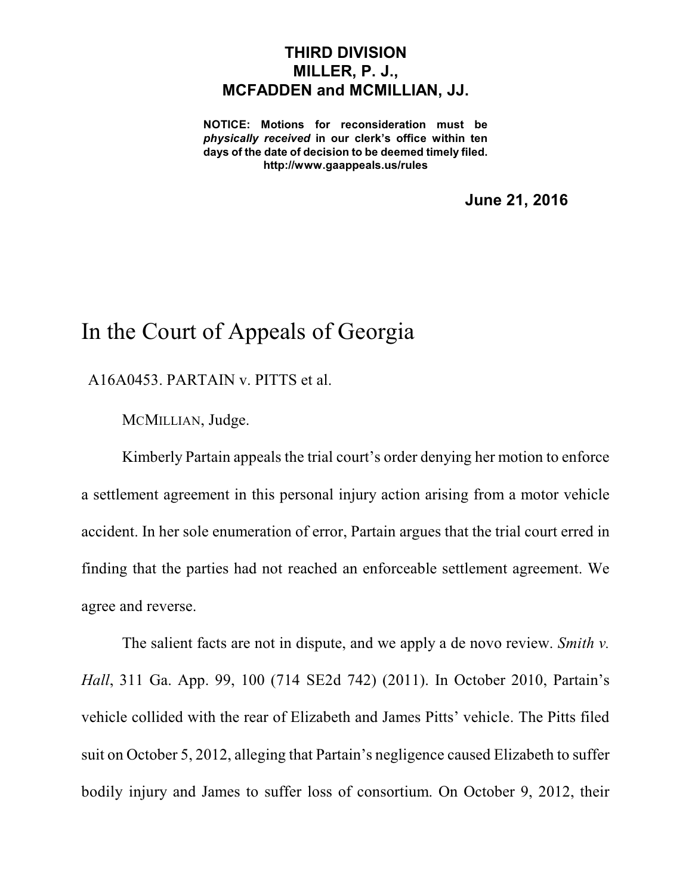**THIRD DIVISION**
**MILLER, P. J.,**
**MCFADDEN and MCMILLIAN, JJ.**

**NOTICE: Motions for reconsideration must be *physically received* in our clerk's office within ten days of the date of decision to be deemed timely filed.**
**http://www.gaappeals.us/rules**

**June 21, 2016**

# In the Court of Appeals of Georgia

A16A0453. PARTAIN v. PITTS et al.

MCMILLIAN, Judge.

Kimberly Partain appeals the trial court's order denying her motion to enforce a settlement agreement in this personal injury action arising from a motor vehicle accident. In her sole enumeration of error, Partain argues that the trial court erred in finding that the parties had not reached an enforceable settlement agreement. We agree and reverse.

The salient facts are not in dispute, and we apply a de novo review. *Smith v. Hall*, 311 Ga. App. 99, 100 (714 SE2d 742) (2011). In October 2010, Partain's vehicle collided with the rear of Elizabeth and James Pitts' vehicle. The Pitts filed suit on October 5, 2012, alleging that Partain's negligence caused Elizabeth to suffer bodily injury and James to suffer loss of consortium. On October 9, 2012, their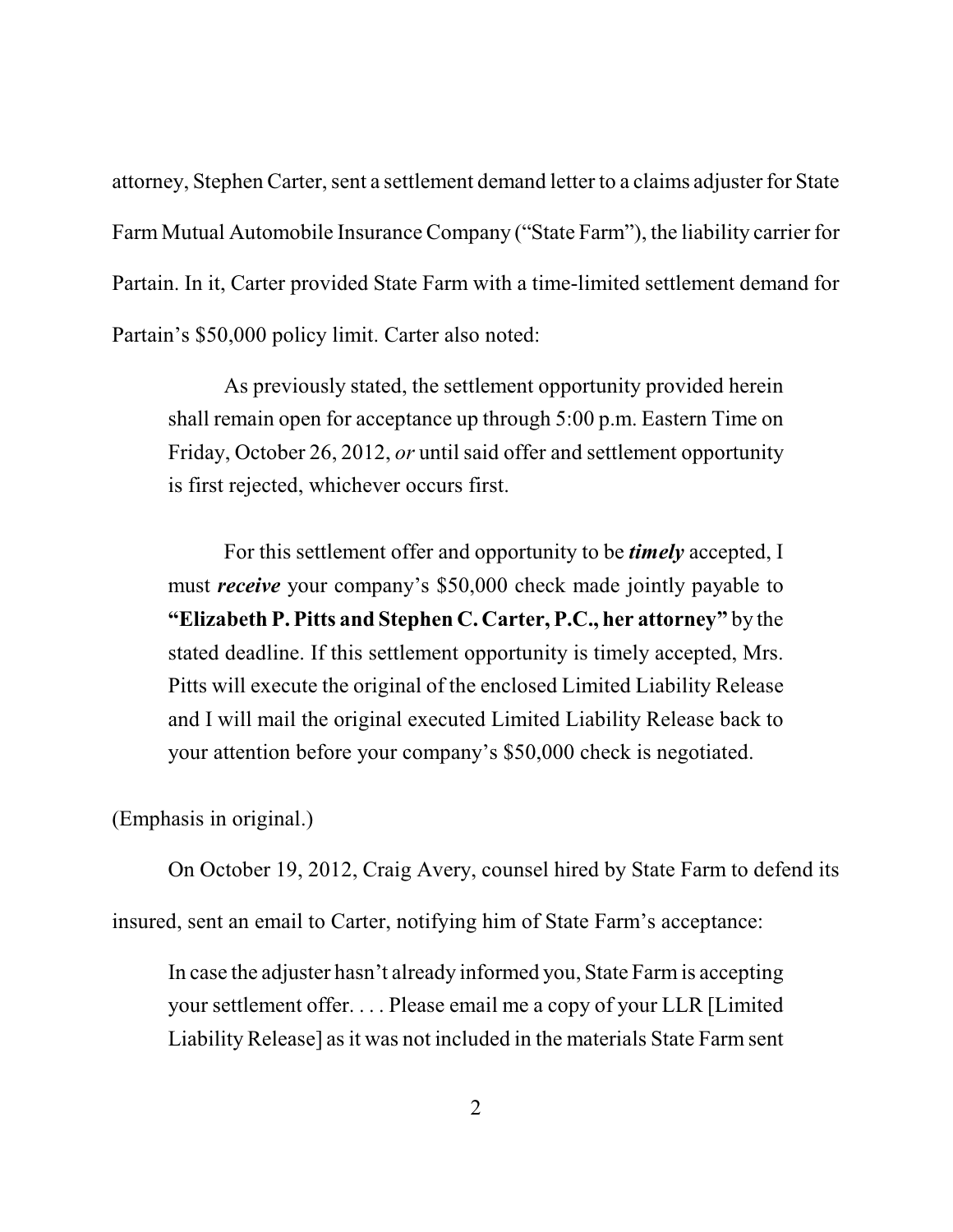attorney, Stephen Carter, sent a settlement demand letter to a claims adjuster for State Farm Mutual Automobile Insurance Company ("State Farm"), the liability carrier for Partain. In it, Carter provided State Farm with a time-limited settlement demand for Partain's $50,000 policy limit. Carter also noted:

> As previously stated, the settlement opportunity provided herein shall remain open for acceptance up through 5:00 p.m. Eastern Time on Friday, October 26, 2012, *or* until said offer and settlement opportunity is first rejected, whichever occurs first.
>
> For this settlement offer and opportunity to be ***timely*** accepted, I must ***receive*** your company's $50,000 check made jointly payable to **"Elizabeth P. Pitts and Stephen C. Carter, P.C., her attorney"** by the stated deadline. If this settlement opportunity is timely accepted, Mrs. Pitts will execute the original of the enclosed Limited Liability Release and I will mail the original executed Limited Liability Release back to your attention before your company's $50,000 check is negotiated.

(Emphasis in original.)

On October 19, 2012, Craig Avery, counsel hired by State Farm to defend its insured, sent an email to Carter, notifying him of State Farm's acceptance:

> In case the adjuster hasn't already informed you, State Farm is accepting your settlement offer. . . . Please email me a copy of your LLR [Limited Liability Release] as it was not included in the materials State Farm sent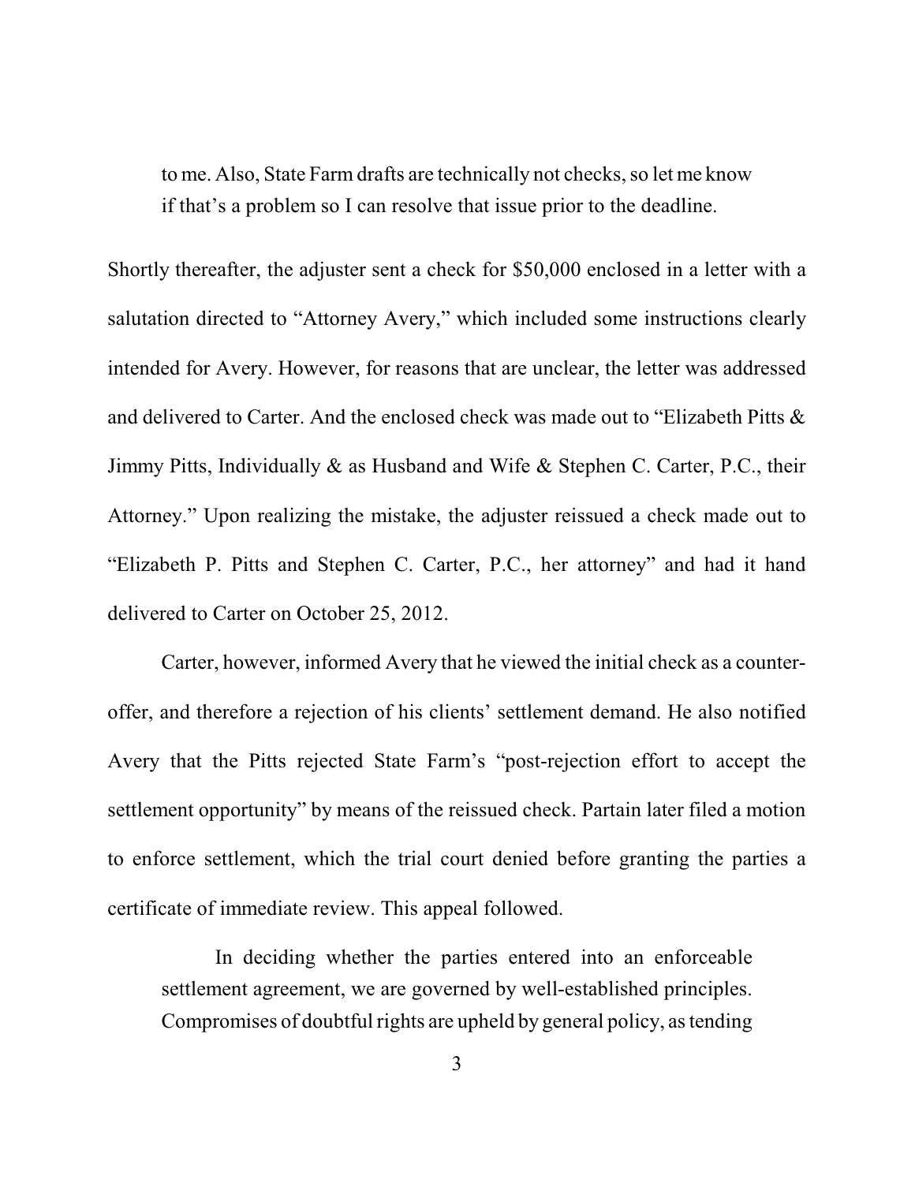> to me. Also, State Farm drafts are technically not checks, so let me know if that's a problem so I can resolve that issue prior to the deadline.

Shortly thereafter, the adjuster sent a check for $50,000 enclosed in a letter with a salutation directed to "Attorney Avery," which included some instructions clearly intended for Avery. However, for reasons that are unclear, the letter was addressed and delivered to Carter. And the enclosed check was made out to "Elizabeth Pitts & Jimmy Pitts, Individually & as Husband and Wife & Stephen C. Carter, P.C., their Attorney." Upon realizing the mistake, the adjuster reissued a check made out to "Elizabeth P. Pitts and Stephen C. Carter, P.C., her attorney" and had it hand delivered to Carter on October 25, 2012.

Carter, however, informed Avery that he viewed the initial check as a counter-offer, and therefore a rejection of his clients' settlement demand. He also notified Avery that the Pitts rejected State Farm's "post-rejection effort to accept the settlement opportunity" by means of the reissued check. Partain later filed a motion to enforce settlement, which the trial court denied before granting the parties a certificate of immediate review. This appeal followed.

> In deciding whether the parties entered into an enforceable settlement agreement, we are governed by well-established principles. Compromises of doubtful rights are upheld by general policy, as tending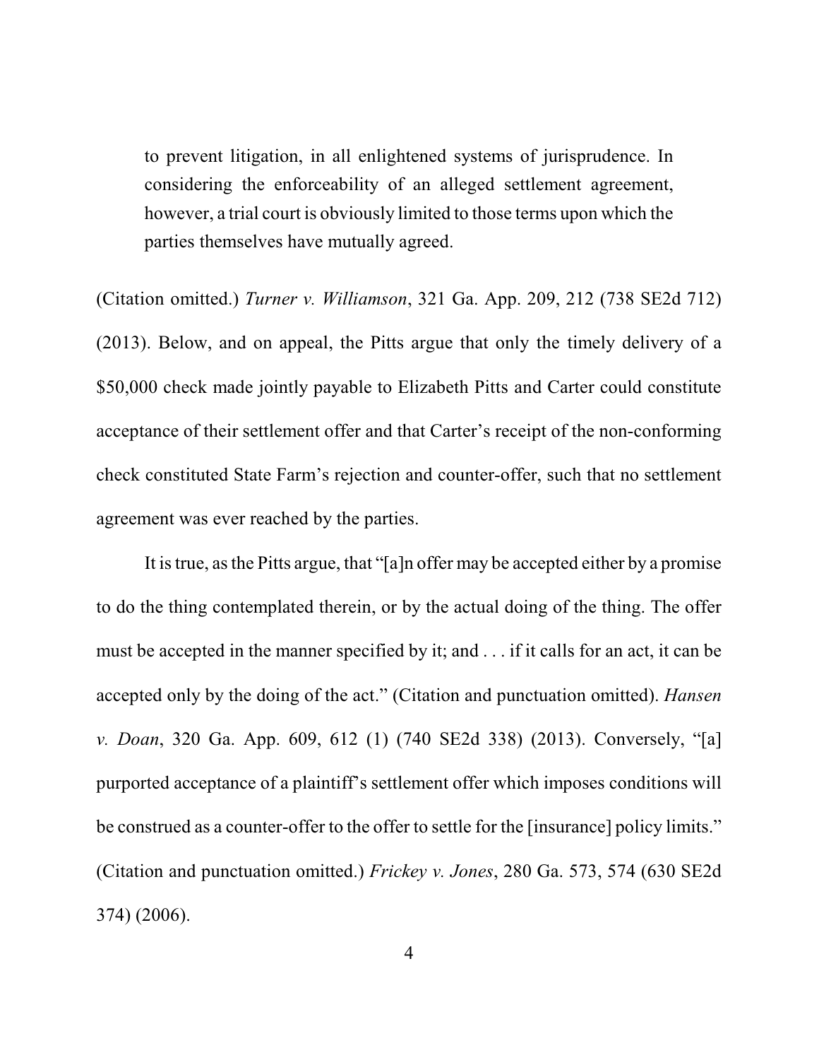> to prevent litigation, in all enlightened systems of jurisprudence. In considering the enforceability of an alleged settlement agreement, however, a trial court is obviously limited to those terms upon which the parties themselves have mutually agreed.

(Citation omitted.) *Turner v. Williamson*, 321 Ga. App. 209, 212 (738 SE2d 712) (2013). Below, and on appeal, the Pitts argue that only the timely delivery of a $50,000 check made jointly payable to Elizabeth Pitts and Carter could constitute acceptance of their settlement offer and that Carter's receipt of the non-conforming check constituted State Farm's rejection and counter-offer, such that no settlement agreement was ever reached by the parties.

It is true, as the Pitts argue, that "[a]n offer may be accepted either by a promise to do the thing contemplated therein, or by the actual doing of the thing. The offer must be accepted in the manner specified by it; and . . . if it calls for an act, it can be accepted only by the doing of the act." (Citation and punctuation omitted). *Hansen v. Doan*, 320 Ga. App. 609, 612 (1) (740 SE2d 338) (2013). Conversely, "[a] purported acceptance of a plaintiff's settlement offer which imposes conditions will be construed as a counter-offer to the offer to settle for the [insurance] policy limits." (Citation and punctuation omitted.) *Frickey v. Jones*, 280 Ga. 573, 574 (630 SE2d 374) (2006).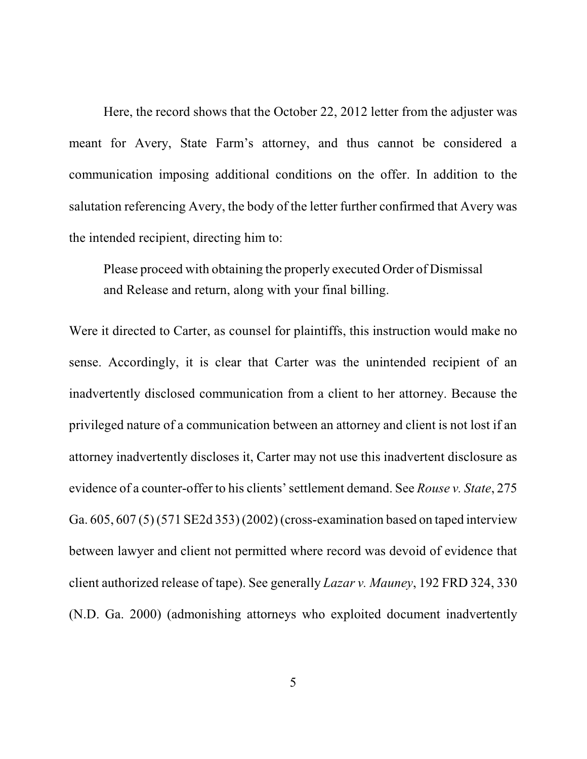Here, the record shows that the October 22, 2012 letter from the adjuster was meant for Avery, State Farm's attorney, and thus cannot be considered a communication imposing additional conditions on the offer. In addition to the salutation referencing Avery, the body of the letter further confirmed that Avery was the intended recipient, directing him to:

> Please proceed with obtaining the properly executed Order of Dismissal and Release and return, along with your final billing.

Were it directed to Carter, as counsel for plaintiffs, this instruction would make no sense. Accordingly, it is clear that Carter was the unintended recipient of an inadvertently disclosed communication from a client to her attorney. Because the privileged nature of a communication between an attorney and client is not lost if an attorney inadvertently discloses it, Carter may not use this inadvertent disclosure as evidence of a counter-offer to his clients' settlement demand. See *Rouse v. State*, 275 Ga. 605, 607 (5) (571 SE2d 353) (2002) (cross-examination based on taped interview between lawyer and client not permitted where record was devoid of evidence that client authorized release of tape). See generally *Lazar v. Mauney*, 192 FRD 324, 330 (N.D. Ga. 2000) (admonishing attorneys who exploited document inadvertently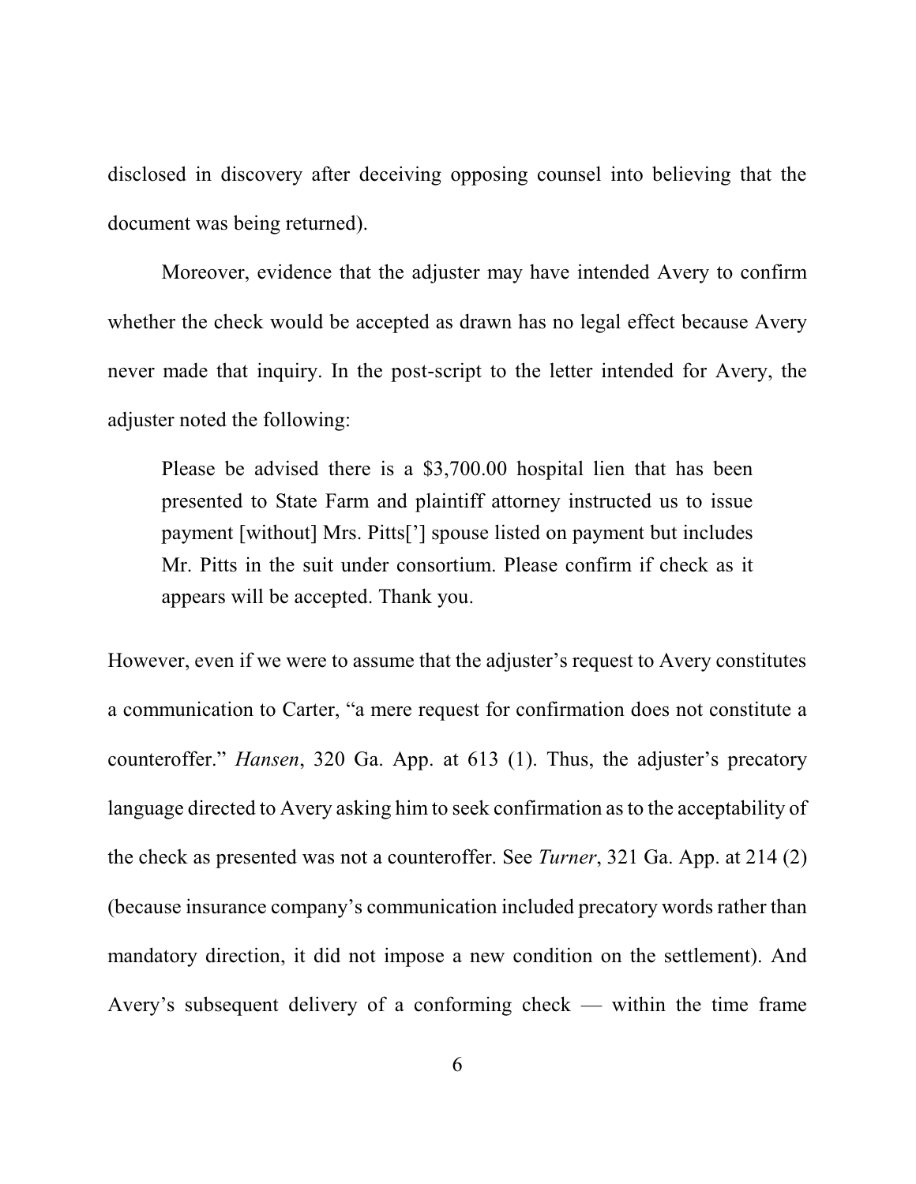disclosed in discovery after deceiving opposing counsel into believing that the document was being returned).

Moreover, evidence that the adjuster may have intended Avery to confirm whether the check would be accepted as drawn has no legal effect because Avery never made that inquiry. In the post-script to the letter intended for Avery, the adjuster noted the following:

> Please be advised there is a $3,700.00 hospital lien that has been presented to State Farm and plaintiff attorney instructed us to issue payment [without] Mrs. Pitts['] spouse listed on payment but includes Mr. Pitts in the suit under consortium. Please confirm if check as it appears will be accepted. Thank you.

However, even if we were to assume that the adjuster's request to Avery constitutes a communication to Carter, "a mere request for confirmation does not constitute a counteroffer." *Hansen*, 320 Ga. App. at 613 (1). Thus, the adjuster's precatory language directed to Avery asking him to seek confirmation as to the acceptability of the check as presented was not a counteroffer. See *Turner*, 321 Ga. App. at 214 (2) (because insurance company's communication included precatory words rather than mandatory direction, it did not impose a new condition on the settlement). And Avery's subsequent delivery of a conforming check — within the time frame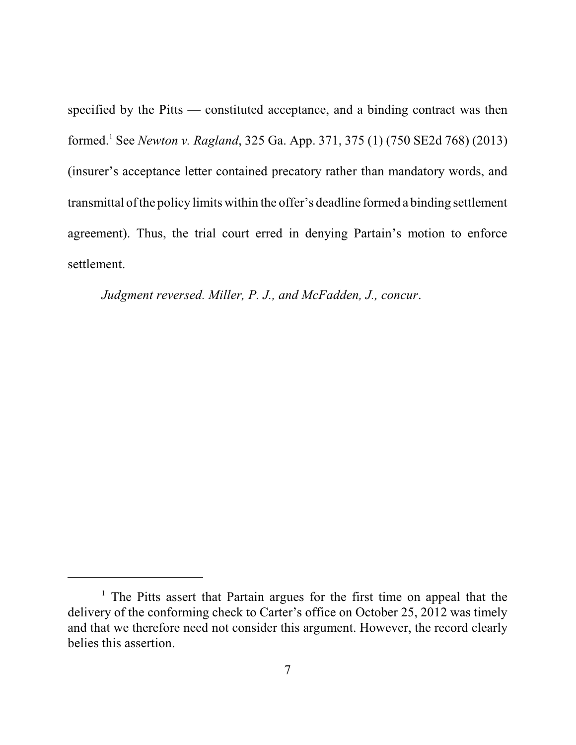specified by the Pitts — constituted acceptance, and a binding contract was then formed.[1] See *Newton v. Ragland*, 325 Ga. App. 371, 375 (1) (750 SE2d 768) (2013) (insurer's acceptance letter contained precatory rather than mandatory words, and transmittal of the policy limits within the offer's deadline formed a binding settlement agreement). Thus, the trial court erred in denying Partain's motion to enforce settlement.

*Judgment reversed. Miller, P. J., and McFadden, J., concur.*

---

[1] The Pitts assert that Partain argues for the first time on appeal that the delivery of the conforming check to Carter's office on October 25, 2012 was timely and that we therefore need not consider this argument. However, the record clearly belies this assertion.